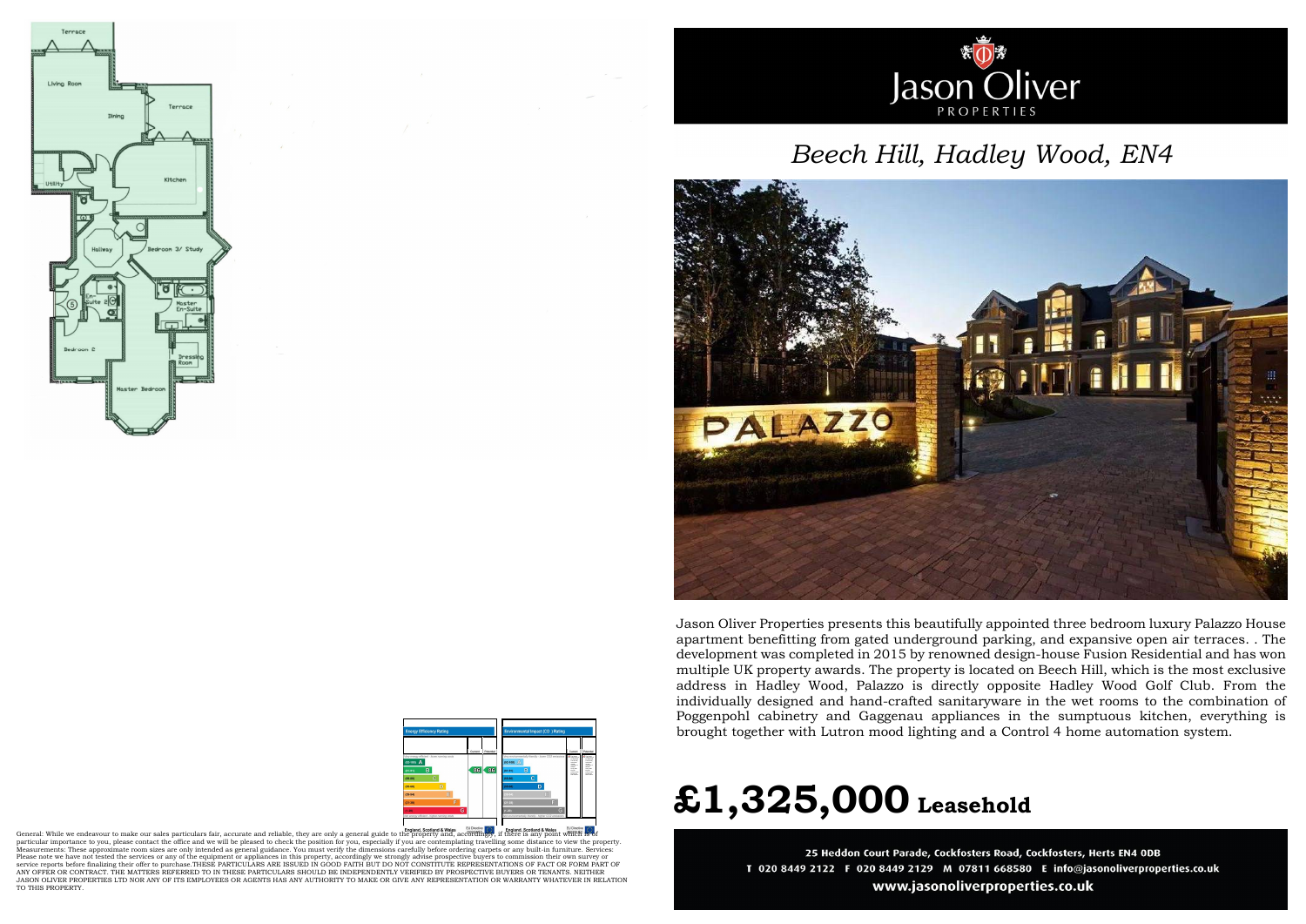Jason Oliver PROPERTIES

# Beech Hill, Hadley Wood, EN4

Jason Oliver Properties presents this beautifully appointed three bedroom luxury Palazzo House apartment benefitting from gated underground parking, and expansive open air terraces. . The development was completed in 2015 by renowned design-house Fusion Residential and has won multiple UK property awards. The property is located on Beech Hill, which is the most exclusive address in Hadley Wood, Palazzo is directly opposite Hadley Wood Golf Club. From the individually designed and hand-crafted sanitaryware in the wet rooms to the combination of Poggenpohl cabinetry and Gaggenau appliances in the sumptuous kitchen, everything is brought together with Lutron mood lighting and a Control 4 home automation system.

# £1,325,000 **Leasehold**

Terrace
Living Room
Dining
Terrace
Kitchen
Utility
Hallway
Bedroom 3/ Study
En-Suite
Master En-Suite
Dressing Room
Bedroom 2
Master Bedroom

Energy Efficiency Rating — Current: 86, Potential: 86

Environmental Impact (CO2) Rating

England, Scotland & Wales — EU Directive 2002/91/EC

General: While we endeavour to make our sales particulars fair, accurate and reliable, they are only a general guide to the property and, accordingly, if there is any point which is of particular importance to you, please contact the office and we will be pleased to check the position for you, especially if you are contemplating travelling some distance to view the property. Measurements: These approximate room sizes are only intended as general guidance. You must verify the dimensions carefully before ordering carpets or any built-in furniture. Services: Please note we have not tested the services or any of the equipment or appliances in this property, accordingly we strongly advise prospective buyers to commission their own survey or service reports before finalizing their offer to purchase.THESE PARTICULARS ARE ISSUED IN GOOD FAITH BUT DO NOT CONSTITUTE REPRESENTATIONS OF FACT OR FORM PART OF ANY OFFER OR CONTRACT. THE MATTERS REFERRED TO IN THESE PARTICULARS SHOULD BE INDEPENDENTLY VERIFIED BY PROSPECTIVE BUYERS OR TENANTS. NEITHER JASON OLIVER PROPERTIES LTD NOR ANY OF ITS EMPLOYEES OR AGENTS HAS ANY AUTHORITY TO MAKE OR GIVE ANY REPRESENTATION OR WARRANTY WHATEVER IN RELATION TO THIS PROPERTY.

25 Heddon Court Parade, Cockfosters Road, Cockfosters, Herts EN4 0DB
T 020 8449 2122 F 020 8449 2129 M 07811 668580 E info@jasonoliverproperties.co.uk
www.jasonoliverproperties.co.uk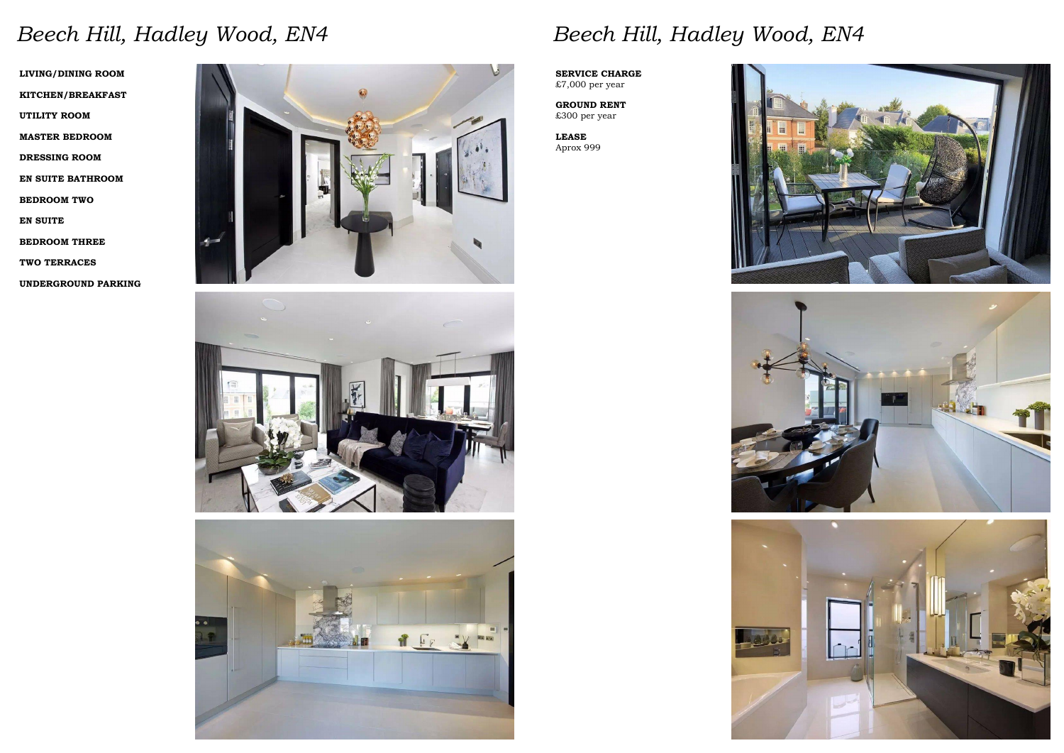# Beech Hill, Hadley Wood, EN4

**LIVING/DINING ROOM**

**KITCHEN/BREAKFAST**

**UTILITY ROOM**

**MASTER BEDROOM**

**DRESSING ROOM**

**EN SUITE BATHROOM**

**BEDROOM TWO**

**EN SUITE**

**BEDROOM THREE**

**TWO TERRACES**

**UNDERGROUND PARKING**

# Beech Hill, Hadley Wood, EN4

**SERVICE CHARGE**
£7,000 per year

**GROUND RENT**
£300 per year

**LEASE**
Aprox 999